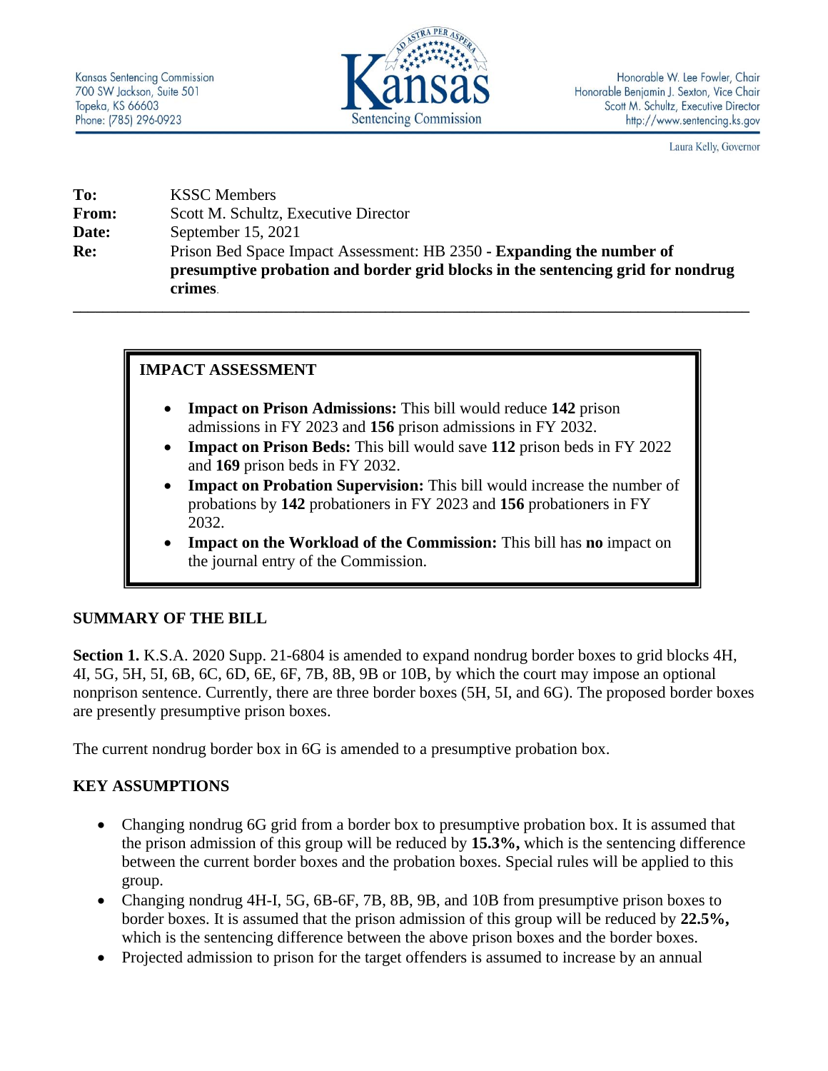Kansas Sentencing Commission
700 SW Jackson, Suite 501
Topeka, KS 66603
Phone: (785) 296-0923

Kansas Sentencing Commission

Honorable W. Lee Fowler, Chair
Honorable Benjamin J. Sexton, Vice Chair
Scott M. Schultz, Executive Director
http://www.sentencing.ks.gov

Laura Kelly, Governor

**To:** KSSC Members
**From:** Scott M. Schultz, Executive Director
**Date:** September 15, 2021
**Re:** Prison Bed Space Impact Assessment: HB 2350 - **Expanding the number of presumptive probation and border grid blocks in the sentencing grid for nondrug crimes**.

---

## IMPACT ASSESSMENT

- **Impact on Prison Admissions:** This bill would reduce **142** prison admissions in FY 2023 and **156** prison admissions in FY 2032.
- **Impact on Prison Beds:** This bill would save **112** prison beds in FY 2022 and **169** prison beds in FY 2032.
- **Impact on Probation Supervision:** This bill would increase the number of probations by **142** probationers in FY 2023 and **156** probationers in FY 2032.
- **Impact on the Workload of the Commission:** This bill has **no** impact on the journal entry of the Commission.

## SUMMARY OF THE BILL

**Section 1.** K.S.A. 2020 Supp. 21-6804 is amended to expand nondrug border boxes to grid blocks 4H, 4I, 5G, 5H, 5I, 6B, 6C, 6D, 6E, 6F, 7B, 8B, 9B or 10B, by which the court may impose an optional nonprison sentence. Currently, there are three border boxes (5H, 5I, and 6G). The proposed border boxes are presently presumptive prison boxes.

The current nondrug border box in 6G is amended to a presumptive probation box.

## KEY ASSUMPTIONS

- Changing nondrug 6G grid from a border box to presumptive probation box. It is assumed that the prison admission of this group will be reduced by **15.3%,** which is the sentencing difference between the current border boxes and the probation boxes. Special rules will be applied to this group.
- Changing nondrug 4H-I, 5G, 6B-6F, 7B, 8B, 9B, and 10B from presumptive prison boxes to border boxes. It is assumed that the prison admission of this group will be reduced by **22.5%,** which is the sentencing difference between the above prison boxes and the border boxes.
- Projected admission to prison for the target offenders is assumed to increase by an annual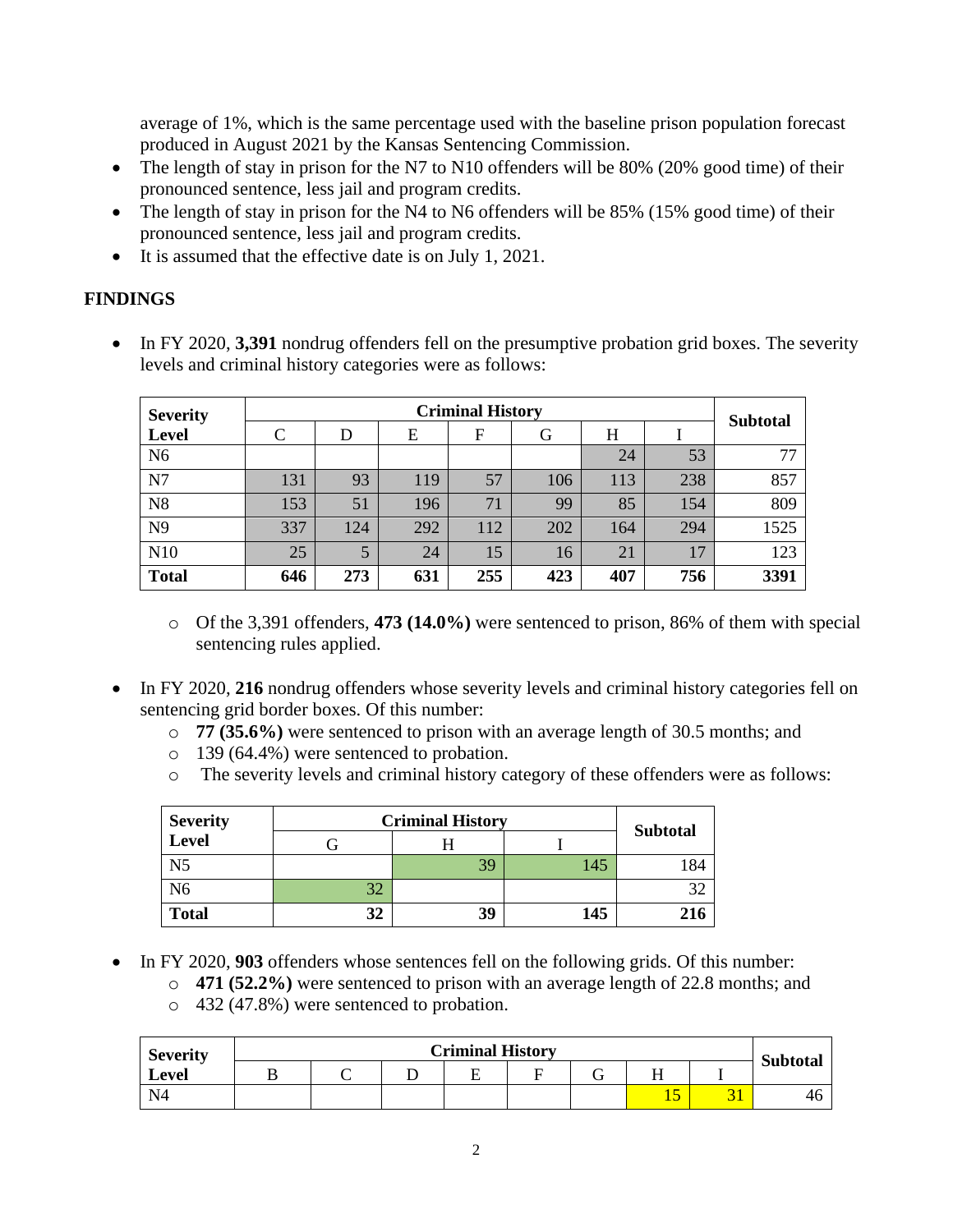average of 1%, which is the same percentage used with the baseline prison population forecast produced in August 2021 by the Kansas Sentencing Commission.

- The length of stay in prison for the N7 to N10 offenders will be 80% (20% good time) of their pronounced sentence, less jail and program credits.
- The length of stay in prison for the N4 to N6 offenders will be 85% (15% good time) of their pronounced sentence, less jail and program credits.
- It is assumed that the effective date is on July 1, 2021.

## FINDINGS

- In FY 2020, **3,391** nondrug offenders fell on the presumptive probation grid boxes. The severity levels and criminal history categories were as follows:

| Severity Level | Criminal History | | | | | | | Subtotal |
|---|---|---|---|---|---|---|---|---|
| | C | D | E | F | G | H | I | |
| N6 | | | | | | 24 | 53 | 77 |
| N7 | 131 | 93 | 119 | 57 | 106 | 113 | 238 | 857 |
| N8 | 153 | 51 | 196 | 71 | 99 | 85 | 154 | 809 |
| N9 | 337 | 124 | 292 | 112 | 202 | 164 | 294 | 1525 |
| N10 | 25 | 5 | 24 | 15 | 16 | 21 | 17 | 123 |
| **Total** | **646** | **273** | **631** | **255** | **423** | **407** | **756** | **3391** |

  - Of the 3,391 offenders, **473 (14.0%)** were sentenced to prison, 86% of them with special sentencing rules applied.

- In FY 2020, **216** nondrug offenders whose severity levels and criminal history categories fell on sentencing grid border boxes. Of this number:
  - **77 (35.6%)** were sentenced to prison with an average length of 30.5 months; and
  - 139 (64.4%) were sentenced to probation.
  - The severity levels and criminal history category of these offenders were as follows:

| Severity Level | Criminal History | | | Subtotal |
|---|---|---|---|---|
| | G | H | I | |
| N5 | | 39 | 145 | 184 |
| N6 | 32 | | | 32 |
| **Total** | **32** | **39** | **145** | **216** |

- In FY 2020, **903** offenders whose sentences fell on the following grids. Of this number:
  - **471 (52.2%)** were sentenced to prison with an average length of 22.8 months; and
  - 432 (47.8%) were sentenced to probation.

| Severity Level | Criminal History | | | | | | | | Subtotal |
|---|---|---|---|---|---|---|---|---|---|
| | B | C | D | E | F | G | H | I | |
| N4 | | | | | | | 15 | 31 | 46 |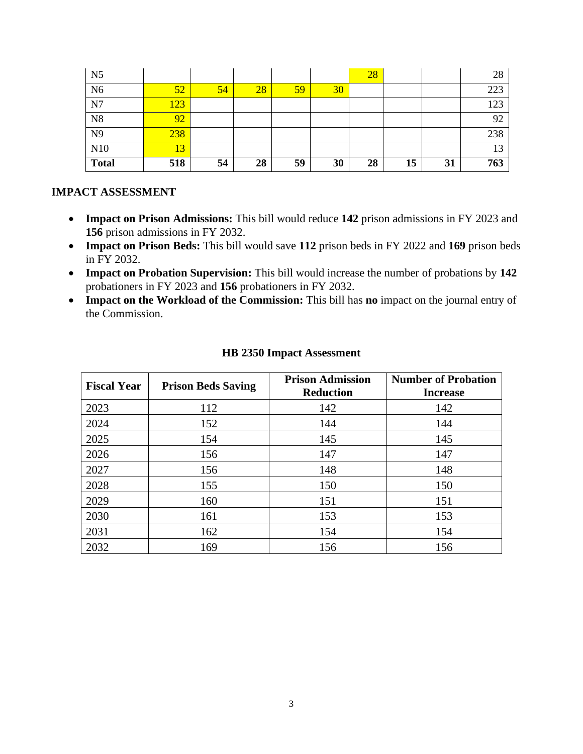| | | | | | | | | | |
|---|---|---|---|---|---|---|---|---|---|
| N5 | | | | | | 28 | | | 28 |
| N6 | 52 | 54 | 28 | 59 | 30 | | | | 223 |
| N7 | 123 | | | | | | | | 123 |
| N8 | 92 | | | | | | | | 92 |
| N9 | 238 | | | | | | | | 238 |
| N10 | 13 | | | | | | | | 13 |
| **Total** | **518** | **54** | **28** | **59** | **30** | **28** | **15** | **31** | **763** |

## IMPACT ASSESSMENT

- **Impact on Prison Admissions:** This bill would reduce **142** prison admissions in FY 2023 and **156** prison admissions in FY 2032.
- **Impact on Prison Beds:** This bill would save **112** prison beds in FY 2022 and **169** prison beds in FY 2032.
- **Impact on Probation Supervision:** This bill would increase the number of probations by **142** probationers in FY 2023 and **156** probationers in FY 2032.
- **Impact on the Workload of the Commission:** This bill has **no** impact on the journal entry of the Commission.

**HB 2350 Impact Assessment**

| Fiscal Year | Prison Beds Saving | Prison Admission Reduction | Number of Probation Increase |
|---|---|---|---|
| 2023 | 112 | 142 | 142 |
| 2024 | 152 | 144 | 144 |
| 2025 | 154 | 145 | 145 |
| 2026 | 156 | 147 | 147 |
| 2027 | 156 | 148 | 148 |
| 2028 | 155 | 150 | 150 |
| 2029 | 160 | 151 | 151 |
| 2030 | 161 | 153 | 153 |
| 2031 | 162 | 154 | 154 |
| 2032 | 169 | 156 | 156 |